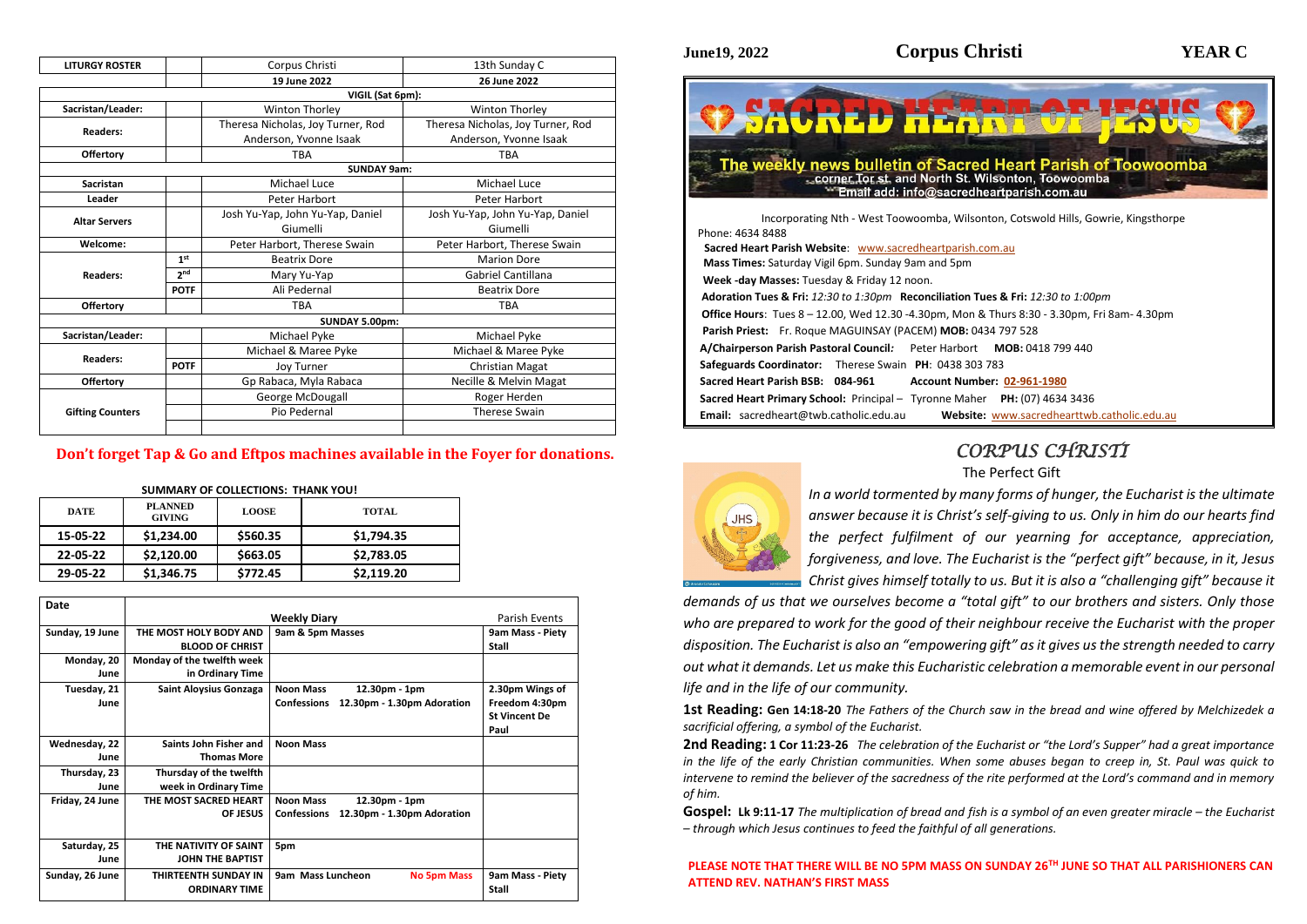| LITURGY ROSTER | | Corpus Christi | 13th Sunday C |
|---|---|---|---|
| | | 19 June 2022 | 26 June 2022 |
| VIGIL (Sat 6pm): | | | |
| Sacristan/Leader: | | Winton Thorley | Winton Thorley |
| Readers: | | Theresa Nicholas, Joy Turner, Rod Anderson, Yvonne Isaak | Theresa Nicholas, Joy Turner, Rod Anderson, Yvonne Isaak |
| Offertory | | TBA | TBA |
| SUNDAY 9am: | | | |
| Sacristan | | Michael Luce | Michael Luce |
| Leader | | Peter Harbort | Peter Harbort |
| Altar Servers | | Josh Yu-Yap, John Yu-Yap, Daniel Giumelli | Josh Yu-Yap, John Yu-Yap, Daniel Giumelli |
| Welcome: | | Peter Harbort, Therese Swain | Peter Harbort, Therese Swain |
| Readers: | 1st | Beatrix Dore | Marion Dore |
| | 2nd | Mary Yu-Yap | Gabriel Cantillana |
| | POTF | Ali Pedernal | Beatrix Dore |
| Offertory | | TBA | TBA |
| SUNDAY 5.00pm: | | | |
| Sacristan/Leader: | | Michael Pyke | Michael Pyke |
| Readers: | | Michael & Maree Pyke | Michael & Maree Pyke |
| | POTF | Joy Turner | Christian Magat |
| Offertory | | Gp Rabaca, Myla Rabaca | Necille & Melvin Magat |
| Gifting Counters | | George McDougall | Roger Herden |
| | | Pio Pedernal | Therese Swain |

**Don't forget Tap & Go and Eftpos machines available in the Foyer for donations.**

**SUMMARY OF COLLECTIONS: THANK YOU!**

| DATE | PLANNED GIVING | LOOSE | TOTAL |
|---|---|---|---|
| 15-05-22 | $1,234.00 | $560.35 | $1,794.35 |
| 22-05-22 | $2,120.00 | $663.05 | $2,783.05 |
| 29-05-22 | $1,346.75 | $772.45 | $2,119.20 |

| Date | Weekly Diary | | Parish Events |
|---|---|---|---|
| Sunday, 19 June | THE MOST HOLY BODY AND BLOOD OF CHRIST | 9am & 5pm Masses | 9am Mass - Piety Stall |
| Monday, 20 June | Monday of the twelfth week in Ordinary Time | | |
| Tuesday, 21 June | Saint Aloysius Gonzaga | Noon Mass 12.30pm - 1pm<br>Confessions 12.30pm - 1.30pm Adoration | 2.30pm Wings of Freedom 4:30pm St Vincent De Paul |
| Wednesday, 22 June | Saints John Fisher and Thomas More | Noon Mass | |
| Thursday, 23 June | Thursday of the twelfth week in Ordinary Time | | |
| Friday, 24 June | THE MOST SACRED HEART OF JESUS | Noon Mass 12.30pm - 1pm<br>Confessions 12.30pm - 1.30pm Adoration | |
| Saturday, 25 June | THE NATIVITY OF SAINT JOHN THE BAPTIST | 5pm | |
| Sunday, 26 June | THIRTEENTH SUNDAY IN ORDINARY TIME | 9am Mass Luncheon No 5pm Mass | 9am Mass - Piety Stall |

**June19, 2022 — Corpus Christi — YEAR C**

# SACRED HEART OF JESUS

**The weekly news bulletin of Sacred Heart Parish of Toowoomba**
corner Tor st. and North St. Wilsonton, Toowoomba
Email add: info@sacredheartparish.com.au

Incorporating Nth - West Toowoomba, Wilsonton, Cotswold Hills, Gowrie, Kingsthorpe
Phone: 4634 8488

**Sacred Heart Parish Website**: www.sacredheartparish.com.au
**Mass Times:** Saturday Vigil 6pm. Sunday 9am and 5pm
**Week -day Masses:** Tuesday & Friday 12 noon.
**Adoration Tues & Fri:** *12:30 to 1:30pm* **Reconciliation Tues & Fri:** *12:30 to 1:00pm*
**Office Hours**: Tues 8 – 12.00, Wed 12.30 -4.30pm, Mon & Thurs 8:30 - 3.30pm, Fri 8am- 4.30pm
**Parish Priest:** Fr. Roque MAGUINSAY (PACEM) **MOB:** 0434 797 528
**A/Chairperson Parish Pastoral Council:** Peter Harbort **MOB:** 0418 799 440
**Safeguards Coordinator:** Therese Swain **PH**: 0438 303 783
**Sacred Heart Parish BSB: 084-961** **Account Number: 02-961-1980**
**Sacred Heart Primary School:** Principal – Tyronne Maher **PH:** (07) 4634 3436
**Email:** sacredheart@twb.catholic.edu.au **Website:** www.sacredhearttwb.catholic.edu.au

## *CORPUS CHRISTI*

The Perfect Gift

*In a world tormented by many forms of hunger, the Eucharist is the ultimate answer because it is Christ's self-giving to us. Only in him do our hearts find the perfect fulfilment of our yearning for acceptance, appreciation, forgiveness, and love. The Eucharist is the "perfect gift" because, in it, Jesus Christ gives himself totally to us. But it is also a "challenging gift" because it demands of us that we ourselves become a "total gift" to our brothers and sisters. Only those who are prepared to work for the good of their neighbour receive the Eucharist with the proper disposition. The Eucharist is also an "empowering gift" as it gives us the strength needed to carry out what it demands. Let us make this Eucharistic celebration a memorable event in our personal life and in the life of our community.*

**1st Reading: Gen 14:18-20** *The Fathers of the Church saw in the bread and wine offered by Melchizedek a sacrificial offering, a symbol of the Eucharist.*

**2nd Reading: 1 Cor 11:23-26** *The celebration of the Eucharist or "the Lord's Supper" had a great importance in the life of the early Christian communities. When some abuses began to creep in, St. Paul was quick to intervene to remind the believer of the sacredness of the rite performed at the Lord's command and in memory of him.*

**Gospel: Lk 9:11-17** *The multiplication of bread and fish is a symbol of an even greater miracle – the Eucharist – through which Jesus continues to feed the faithful of all generations.*

**PLEASE NOTE THAT THERE WILL BE NO 5PM MASS ON SUNDAY 26TH JUNE SO THAT ALL PARISHIONERS CAN ATTEND REV. NATHAN'S FIRST MASS**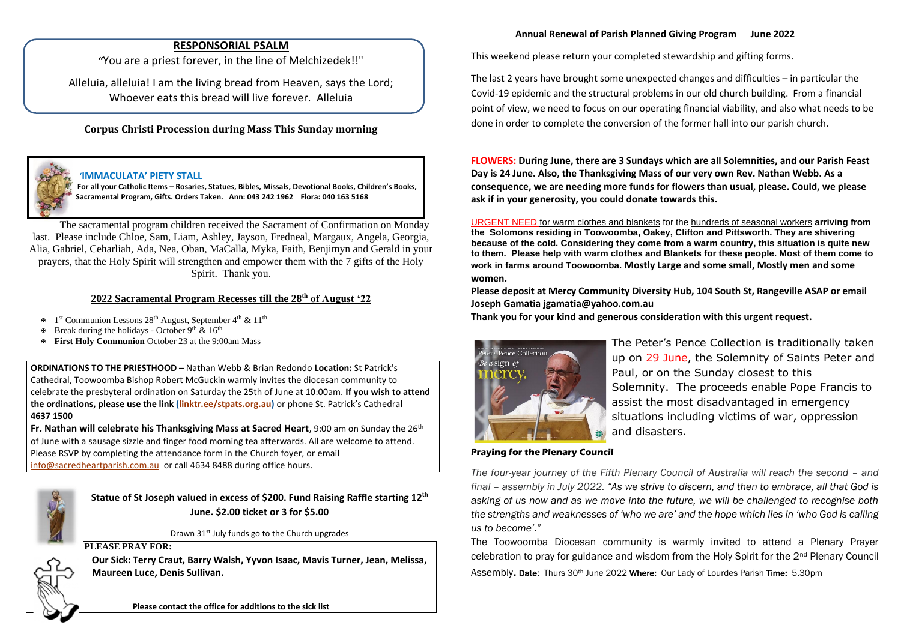## RESPONSORIAL PSALM

"You are a priest forever, in the line of Melchizedek!!"

Alleluia, alleluia! I am the living bread from Heaven, says the Lord; Whoever eats this bread will live forever. Alleluia

**Corpus Christi Procession during Mass This Sunday morning**

**'IMMACULATA' PIETY STALL**

**For all your Catholic Items – Rosaries, Statues, Bibles, Missals, Devotional Books, Children's Books, Sacramental Program, Gifts. Orders Taken. Ann: 043 242 1962 Flora: 040 163 5168**

The sacramental program children received the Sacrament of Confirmation on Monday last. Please include Chloe, Sam, Liam, Ashley, Jayson, Fredneal, Margaux, Angela, Georgia, Alia, Gabriel, Ceharliah, Ada, Nea, Oban, MaCalla, Myka, Faith, Benjimyn and Gerald in your prayers, that the Holy Spirit will strengthen and empower them with the 7 gifts of the Holy Spirit. Thank you.

**2022 Sacramental Program Recesses till the 28th of August '22**

- 1st Communion Lessons 28th August, September 4th & 11th
- Break during the holidays - October 9th & 16th
- **First Holy Communion** October 23 at the 9:00am Mass

**ORDINATIONS TO THE PRIESTHOOD** – Nathan Webb & Brian Redondo **Location:** St Patrick's Cathedral, Toowoomba Bishop Robert McGuckin warmly invites the diocesan community to celebrate the presbyteral ordination on Saturday the 25th of June at 10:00am. **If you wish to attend the ordinations, please use the link (linktr.ee/stpats.org.au)** or phone St. Patrick's Cathedral **4637 1500**

**Fr. Nathan will celebrate his Thanksgiving Mass at Sacred Heart**, 9:00 am on Sunday the 26th of June with a sausage sizzle and finger food morning tea afterwards. All are welcome to attend. Please RSVP by completing the attendance form in the Church foyer, or email info@sacredheartparish.com.au or call 4634 8488 during office hours.

**Statue of St Joseph valued in excess of $200. Fund Raising Raffle starting 12th June. $2.00 ticket or 3 for $5.00**

Drawn 31st July funds go to the Church upgrades

**PLEASE PRAY FOR:**

**Our Sick: Terry Craut, Barry Walsh, Yvyon Isaac, Mavis Turner, Jean, Melissa, Maureen Luce, Denis Sullivan.**

**Please contact the office for additions to the sick list**

**Annual Renewal of Parish Planned Giving Program June 2022**

This weekend please return your completed stewardship and gifting forms.

The last 2 years have brought some unexpected changes and difficulties – in particular the Covid-19 epidemic and the structural problems in our old church building. From a financial point of view, we need to focus on our operating financial viability, and also what needs to be done in order to complete the conversion of the former hall into our parish church.

**FLOWERS: During June, there are 3 Sundays which are all Solemnities, and our Parish Feast Day is 24 June. Also, the Thanksgiving Mass of our very own Rev. Nathan Webb. As a consequence, we are needing more funds for flowers than usual, please. Could, we please ask if in your generosity, you could donate towards this.**

URGENT NEED for warm clothes and blankets for the hundreds of seasonal workers **arriving from the Solomons residing in Toowoomba, Oakey, Clifton and Pittsworth. They are shivering because of the cold. Considering they come from a warm country, this situation is quite new to them. Please help with warm clothes and Blankets for these people. Most of them come to work in farms around Toowoomba. Mostly Large and some small, Mostly men and some women.**

**Please deposit at Mercy Community Diversity Hub, 104 South St, Rangeville ASAP or email Joseph Gamatia jgamatia@yahoo.com.au**

**Thank you for your kind and generous consideration with this urgent request.**

The Peter's Pence Collection is traditionally taken up on 29 June, the Solemnity of Saints Peter and Paul, or on the Sunday closest to this Solemnity. The proceeds enable Pope Francis to assist the most disadvantaged in emergency situations including victims of war, oppression and disasters.

**Praying for the Plenary Council**

*The four-year journey of the Fifth Plenary Council of Australia will reach the second – and final – assembly in July 2022. "As we strive to discern, and then to embrace, all that God is asking of us now and as we move into the future, we will be challenged to recognise both the strengths and weaknesses of 'who we are' and the hope which lies in 'who God is calling us to become'."*

The Toowoomba Diocesan community is warmly invited to attend a Plenary Prayer celebration to pray for guidance and wisdom from the Holy Spirit for the 2nd Plenary Council Assembly. **Date:** Thurs 30th June 2022 **Where:** Our Lady of Lourdes Parish **Time:** 5.30pm